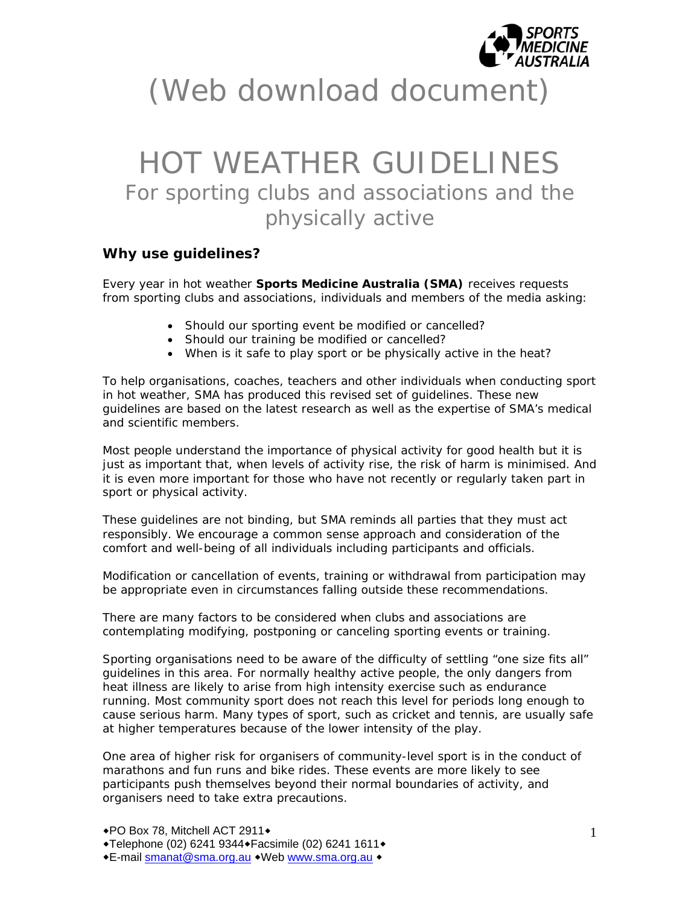(Web download document)

# HOT WEATHER GUIDELINES

## For sporting clubs and associations and the physically active

### Why use guidelines?

Every year in hot weather **Sports Medicine Australia (SMA)** receives requests from sporting clubs and associations, individuals and members of the media asking:

- Should our sporting event be modified or cancelled?
- Should our training be modified or cancelled?
- When is it safe to play sport or be physically active in the heat?

To help organisations, coaches, teachers and other individuals when conducting sport in hot weather, SMA has produced this revised set of guidelines. These new guidelines are based on the latest research as well as the expertise of SMA's medical and scientific members.

Most people understand the importance of physical activity for good health but it is just as important that, when levels of activity rise, the risk of harm is minimised. And it is even more important for those who have not recently or regularly taken part in sport or physical activity.

These guidelines are not binding, but SMA reminds all parties that they must act responsibly. We encourage a common sense approach and consideration of the comfort and well-being of all individuals including participants and officials.

Modification or cancellation of events, training or withdrawal from participation may be appropriate even in circumstances falling outside these recommendations.

There are many factors to be considered when clubs and associations are contemplating modifying, postponing or canceling sporting events or training.

Sporting organisations need to be aware of the difficulty of settling "one size fits all" guidelines in this area. For normally healthy active people, the only dangers from heat illness are likely to arise from high intensity exercise such as endurance running. Most community sport does not reach this level for periods long enough to cause serious harm. Many types of sport, such as cricket and tennis, are usually safe at higher temperatures because of the lower intensity of the play.

One area of higher risk for organisers of community-level sport is in the conduct of marathons and fun runs and bike rides. These events are more likely to see participants push themselves beyond their normal boundaries of activity, and organisers need to take extra precautions.

◆PO Box 78, Mitchell ACT 2911◆
◆Telephone (02) 6241 9344◆Facsimile (02) 6241 1611◆
◆E-mail smanat@sma.org.au ◆Web www.sma.org.au ◆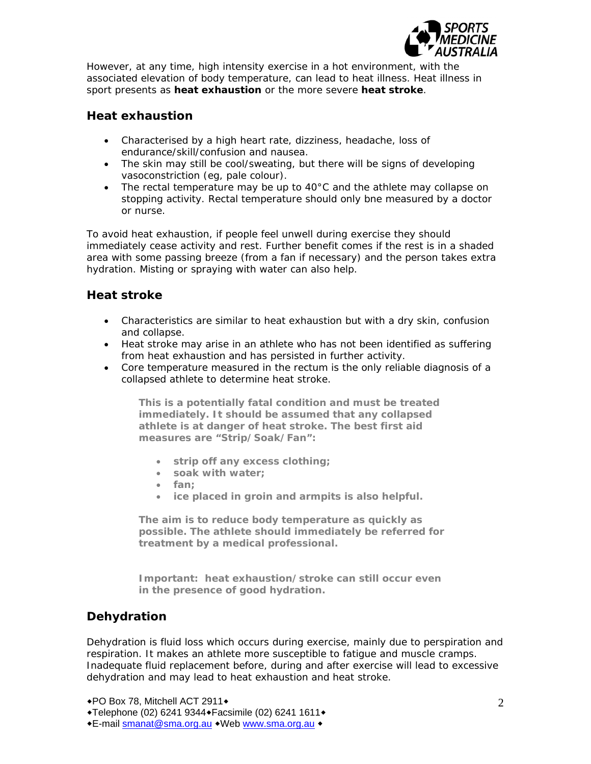However, at any time, high intensity exercise in a hot environment, with the associated elevation of body temperature, can lead to heat illness. Heat illness in sport presents as **heat exhaustion** or the more severe **heat stroke**.

## Heat exhaustion

- Characterised by a high heart rate, dizziness, headache, loss of endurance/skill/confusion and nausea.
- The skin may still be cool/sweating, but there will be signs of developing vasoconstriction (eg, pale colour).
- The rectal temperature may be up to 40°C and the athlete may collapse on stopping activity. Rectal temperature should only bne measured by a doctor or nurse.

To avoid heat exhaustion, if people feel unwell during exercise they should immediately cease activity and rest. Further benefit comes if the rest is in a shaded area with some passing breeze (from a fan if necessary) and the person takes extra hydration. Misting or spraying with water can also help.

## Heat stroke

- Characteristics are similar to heat exhaustion but with a dry skin, confusion and collapse.
- Heat stroke may arise in an athlete who has not been identified as suffering from heat exhaustion and has persisted in further activity.
- Core temperature measured in the rectum is the only reliable diagnosis of a collapsed athlete to determine heat stroke.

> **This is a potentially fatal condition and must be treated immediately. It should be assumed that any collapsed athlete is at danger of heat stroke. The best first aid measures are "Strip/Soak/Fan":**
>
> - **strip off any excess clothing;**
> - **soak with water;**
> - **fan;**
> - **ice placed in groin and armpits is also helpful.**
>
> **The aim is to reduce body temperature as quickly as possible. The athlete should immediately be referred for treatment by a medical professional.**
>
> **Important: heat exhaustion/stroke can still occur even in the presence of good hydration.**

## Dehydration

Dehydration is fluid loss which occurs during exercise, mainly due to perspiration and respiration. It makes an athlete more susceptible to fatigue and muscle cramps. Inadequate fluid replacement before, during and after exercise will lead to excessive dehydration and may lead to heat exhaustion and heat stroke.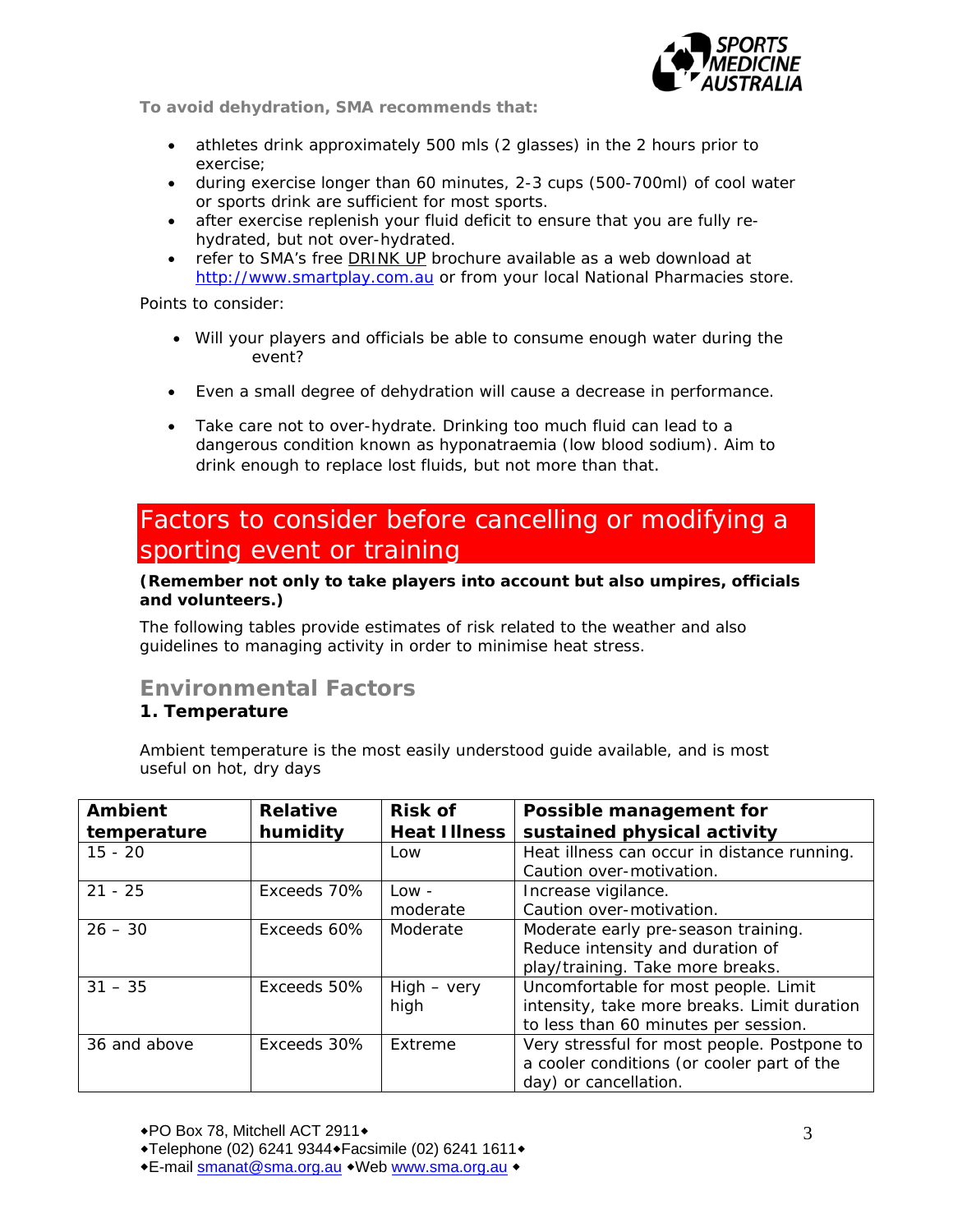**To avoid dehydration, SMA recommends that:**

- athletes drink approximately 500 mls (2 glasses) in the 2 hours prior to exercise;
- during exercise longer than 60 minutes, 2-3 cups (500-700ml) of cool water or sports drink are sufficient for most sports.
- after exercise replenish your fluid deficit to ensure that you are fully re-hydrated, but not over-hydrated.
- refer to SMA's free DRINK UP brochure available as a web download at http://www.smartplay.com.au or from your local National Pharmacies store.

Points to consider:

- Will your players and officials be able to consume enough water during the event?
- Even a small degree of dehydration will cause a decrease in performance.
- Take care not to over-hydrate. Drinking too much fluid can lead to a dangerous condition known as hyponatraemia (low blood sodium). Aim to drink enough to replace lost fluids, but not more than that.

# Factors to consider before cancelling or modifying a sporting event or training

**(Remember not only to take players into account but also umpires, officials and volunteers.)**

The following tables provide estimates of risk related to the weather and also guidelines to managing activity in order to minimise heat stress.

## Environmental Factors

### 1. Temperature

Ambient temperature is the most easily understood guide available, and is most useful on hot, dry days

| Ambient temperature | Relative humidity | Risk of Heat Illness | Possible management for sustained physical activity |
|---|---|---|---|
| 15 - 20 | | Low | Heat illness can occur in distance running. Caution over-motivation. |
| 21 - 25 | Exceeds 70% | Low - moderate | Increase vigilance. Caution over-motivation. |
| 26 – 30 | Exceeds 60% | Moderate | Moderate early pre-season training. Reduce intensity and duration of play/training. Take more breaks. |
| 31 – 35 | Exceeds 50% | High – very high | Uncomfortable for most people. Limit intensity, take more breaks. Limit duration to less than 60 minutes per session. |
| 36 and above | Exceeds 30% | Extreme | Very stressful for most people. Postpone to a cooler conditions (or cooler part of the day) or cancellation. |

PO Box 78, Mitchell ACT 2911
Telephone (02) 6241 9344 Facsimile (02) 6241 1611
E-mail smanat@sma.org.au Web www.sma.org.au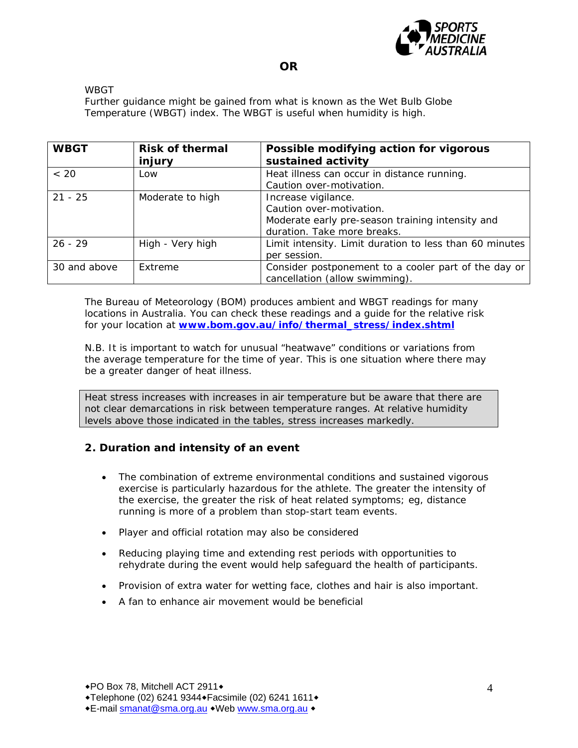**OR**

WBGT

Further guidance might be gained from what is known as the Wet Bulb Globe Temperature (WBGT) index. The WBGT is useful when humidity is high.

| WBGT | Risk of thermal injury | Possible modifying action for vigorous sustained activity |
|---|---|---|
| < 20 | Low | Heat illness can occur in distance running. Caution over-motivation. |
| 21 - 25 | Moderate to high | Increase vigilance. Caution over-motivation. Moderate early pre-season training intensity and duration. Take more breaks. |
| 26 - 29 | High - Very high | Limit intensity. Limit duration to less than 60 minutes per session. |
| 30 and above | Extreme | Consider postponement to a cooler part of the day or cancellation (allow swimming). |

The Bureau of Meteorology (BOM) produces ambient and WBGT readings for many locations in Australia. You can check these readings and a guide for the relative risk for your location at **www.bom.gov.au/info/thermal_stress/index.shtml**

N.B. It is important to watch for unusual "heatwave" conditions or variations from the average temperature for the time of year. This is one situation where there may be a greater danger of heat illness.

Heat stress increases with increases in air temperature but be aware that there are not clear demarcations in risk between temperature ranges. At relative humidity levels above those indicated in the tables, stress increases markedly.

### 2. Duration and intensity of an event

- The combination of extreme environmental conditions and sustained vigorous exercise is particularly hazardous for the athlete. The greater the intensity of the exercise, the greater the risk of heat related symptoms; eg, distance running is more of a problem than stop-start team events.
- Player and official rotation may also be considered
- Reducing playing time and extending rest periods with opportunities to rehydrate during the event would help safeguard the health of participants.
- Provision of extra water for wetting face, clothes and hair is also important.
- A fan to enhance air movement would be beneficial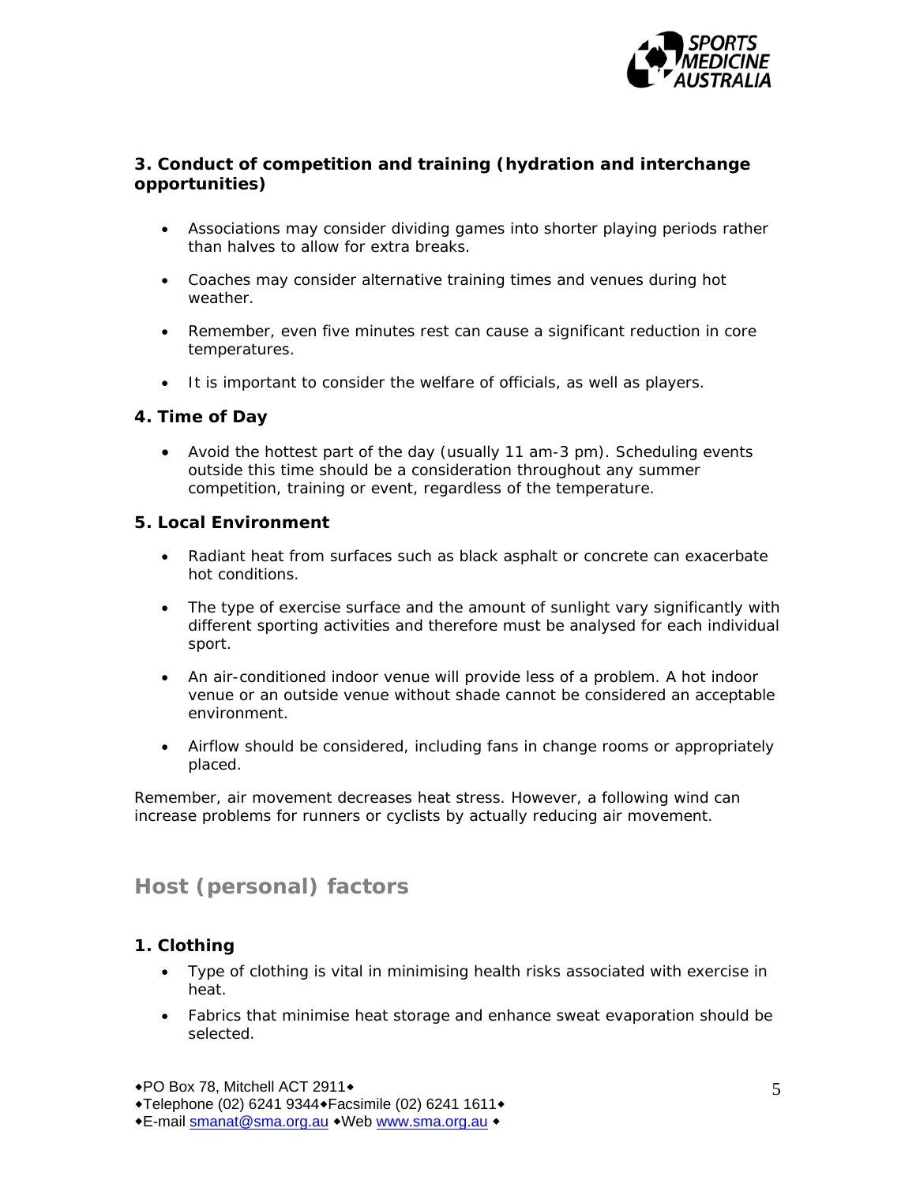### 3. Conduct of competition and training (hydration and interchange opportunities)

- Associations may consider dividing games into shorter playing periods rather than halves to allow for extra breaks.
- Coaches may consider alternative training times and venues during hot weather.
- Remember, even five minutes rest can cause a significant reduction in core temperatures.
- It is important to consider the welfare of officials, as well as players.

### 4. Time of Day

- Avoid the hottest part of the day (usually 11 am-3 pm). Scheduling events outside this time should be a consideration throughout any summer competition, training or event, regardless of the temperature.

### 5. Local Environment

- Radiant heat from surfaces such as black asphalt or concrete can exacerbate hot conditions.
- The type of exercise surface and the amount of sunlight vary significantly with different sporting activities and therefore must be analysed for each individual sport.
- An air-conditioned indoor venue will provide less of a problem. A hot indoor venue or an outside venue without shade cannot be considered an acceptable environment.
- Airflow should be considered, including fans in change rooms or appropriately placed.

Remember, air movement decreases heat stress. However, a following wind can increase problems for runners or cyclists by actually reducing air movement.

## Host (personal) factors

### 1. Clothing

- Type of clothing is vital in minimising health risks associated with exercise in heat.
- Fabrics that minimise heat storage and enhance sweat evaporation should be selected.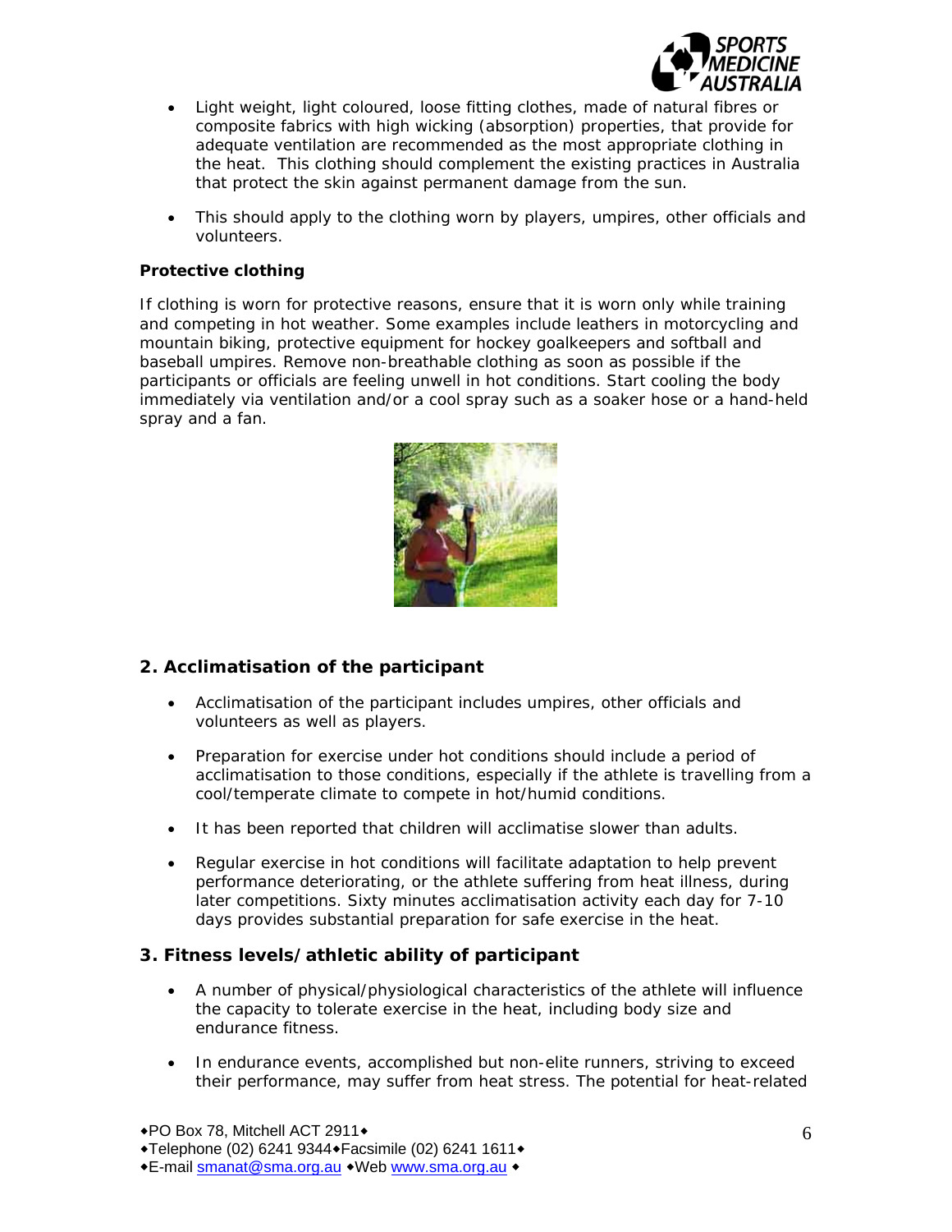- Light weight, light coloured, loose fitting clothes, made of natural fibres or composite fabrics with high wicking (absorption) properties, that provide for adequate ventilation are recommended as the most appropriate clothing in the heat. This clothing should complement the existing practices in Australia that protect the skin against permanent damage from the sun.

- This should apply to the clothing worn by players, umpires, other officials and volunteers.

**Protective clothing**

If clothing is worn for protective reasons, ensure that it is worn only while training and competing in hot weather. Some examples include leathers in motorcycling and mountain biking, protective equipment for hockey goalkeepers and softball and baseball umpires. Remove non-breathable clothing as soon as possible if the participants or officials are feeling unwell in hot conditions. Start cooling the body immediately via ventilation and/or a cool spray such as a soaker hose or a hand-held spray and a fan.

## 2. Acclimatisation of the participant

- Acclimatisation of the participant includes umpires, other officials and volunteers as well as players.

- Preparation for exercise under hot conditions should include a period of acclimatisation to those conditions, especially if the athlete is travelling from a cool/temperate climate to compete in hot/humid conditions.

- It has been reported that children will acclimatise slower than adults.

- Regular exercise in hot conditions will facilitate adaptation to help prevent performance deteriorating, or the athlete suffering from heat illness, during later competitions. Sixty minutes acclimatisation activity each day for 7-10 days provides substantial preparation for safe exercise in the heat.

## 3. Fitness levels/athletic ability of participant

- A number of physical/physiological characteristics of the athlete will influence the capacity to tolerate exercise in the heat, including body size and endurance fitness.

- In endurance events, accomplished but non-elite runners, striving to exceed their performance, may suffer from heat stress. The potential for heat-related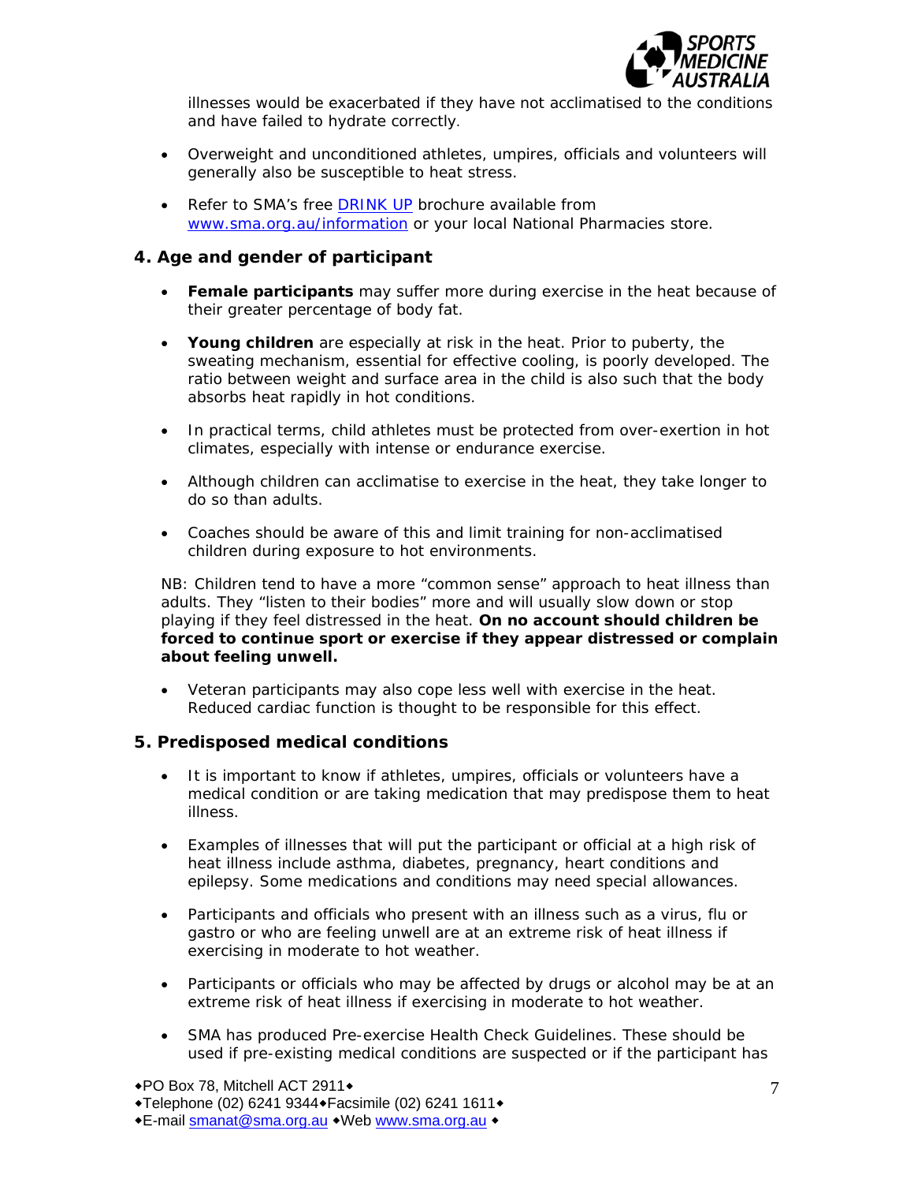illnesses would be exacerbated if they have not acclimatised to the conditions and have failed to hydrate correctly.

- Overweight and unconditioned athletes, umpires, officials and volunteers will generally also be susceptible to heat stress.
- Refer to SMA's free [DRINK UP](www.sma.org.au/information) brochure available from [www.sma.org.au/information](www.sma.org.au/information) or your local National Pharmacies store.

### 4. Age and gender of participant

- **Female participants** may suffer more during exercise in the heat because of their greater percentage of body fat.
- **Young children** are especially at risk in the heat. Prior to puberty, the sweating mechanism, essential for effective cooling, is poorly developed. The ratio between weight and surface area in the child is also such that the body absorbs heat rapidly in hot conditions.
- In practical terms, child athletes must be protected from over-exertion in hot climates, especially with intense or endurance exercise.
- Although children can acclimatise to exercise in the heat, they take longer to do so than adults.
- Coaches should be aware of this and limit training for non-acclimatised children during exposure to hot environments.

NB: Children tend to have a more "common sense" approach to heat illness than adults. They "listen to their bodies" more and will usually slow down or stop playing if they feel distressed in the heat. **On no account should children be forced to continue sport or exercise if they appear distressed or complain about feeling unwell.**

- Veteran participants may also cope less well with exercise in the heat. Reduced cardiac function is thought to be responsible for this effect.

### 5. Predisposed medical conditions

- It is important to know if athletes, umpires, officials or volunteers have a medical condition or are taking medication that may predispose them to heat illness.
- Examples of illnesses that will put the participant or official at a high risk of heat illness include asthma, diabetes, pregnancy, heart conditions and epilepsy. Some medications and conditions may need special allowances.
- Participants and officials who present with an illness such as a virus, flu or gastro or who are feeling unwell are at an extreme risk of heat illness if exercising in moderate to hot weather.
- Participants or officials who may be affected by drugs or alcohol may be at an extreme risk of heat illness if exercising in moderate to hot weather.
- SMA has produced Pre-exercise Health Check Guidelines. These should be used if pre-existing medical conditions are suspected or if the participant has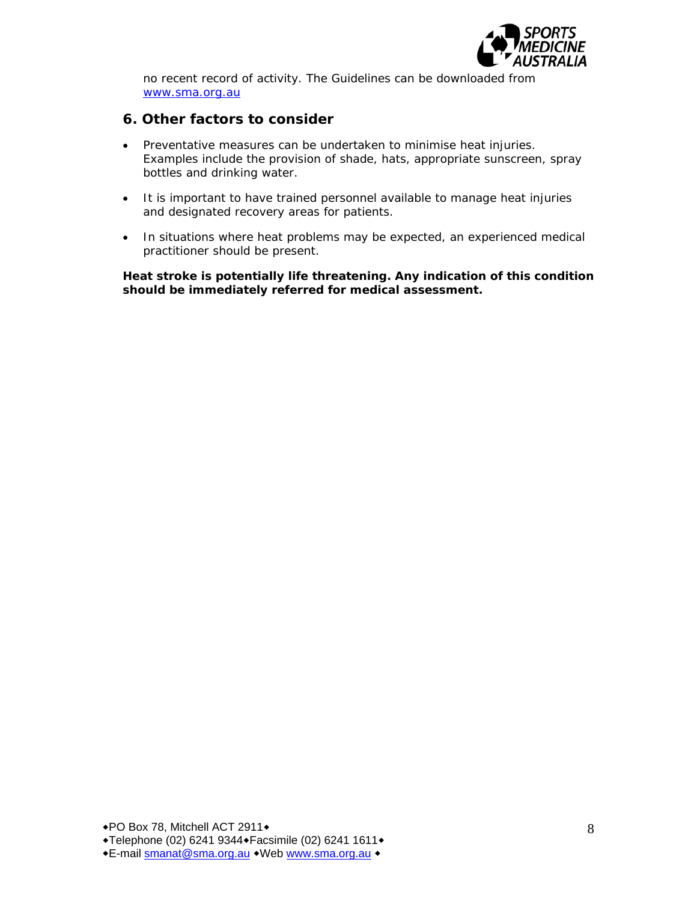no recent record of activity. The Guidelines can be downloaded from www.sma.org.au

## 6. Other factors to consider

- Preventative measures can be undertaken to minimise heat injuries. Examples include the provision of shade, hats, appropriate sunscreen, spray bottles and drinking water.
- It is important to have trained personnel available to manage heat injuries and designated recovery areas for patients.
- In situations where heat problems may be expected, an experienced medical practitioner should be present.

**Heat stroke is potentially life threatening. Any indication of this condition should be immediately referred for medical assessment.**